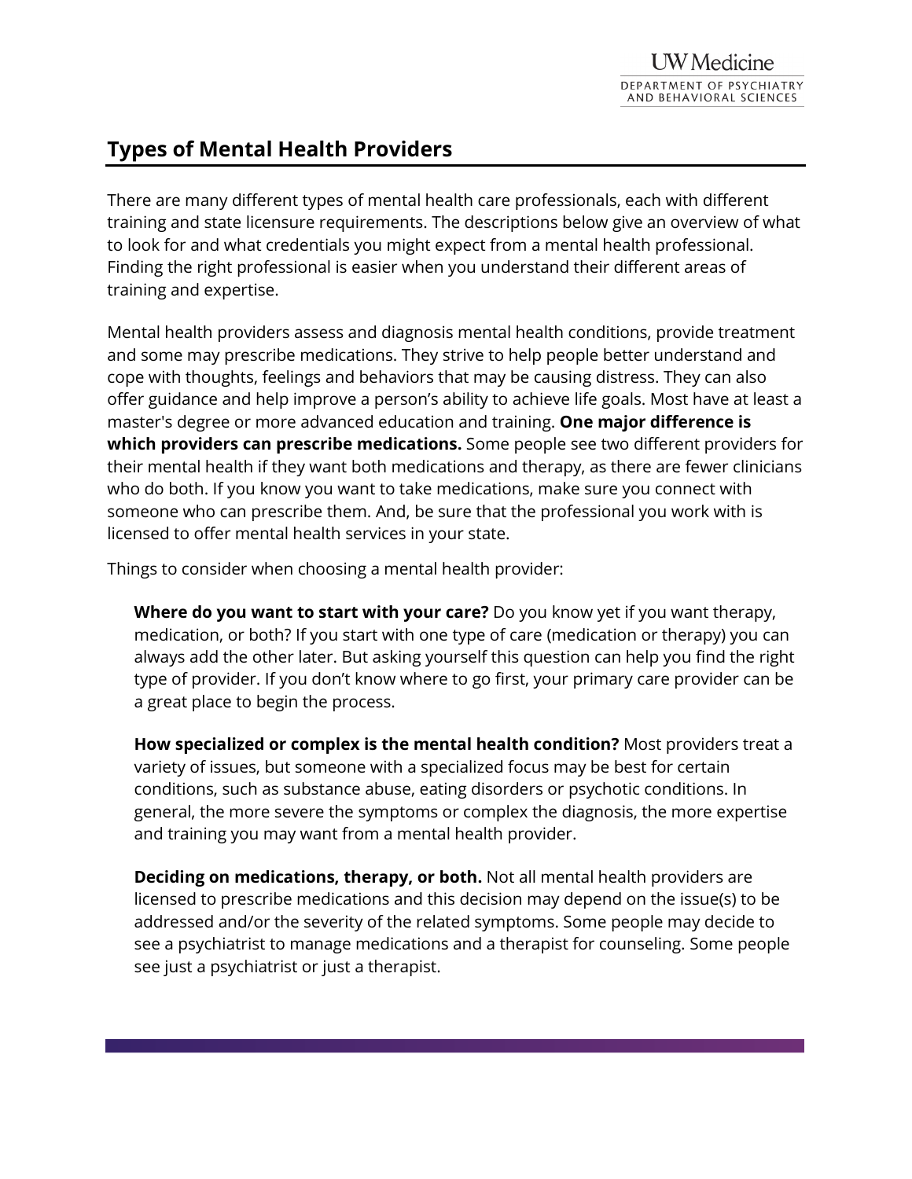# Types of Mental Health Providers

There are many different types of mental health care professionals, each with different training and state licensure requirements. The descriptions below give an overview of what to look for and what credentials you might expect from a mental health professional. Finding the right professional is easier when you understand their different areas of training and expertise.

Mental health providers assess and diagnosis mental health conditions, provide treatment and some may prescribe medications. They strive to help people better understand and cope with thoughts, feelings and behaviors that may be causing distress. They can also offer guidance and help improve a person's ability to achieve life goals. Most have at least a master's degree or more advanced education and training. **One major difference is which providers can prescribe medications.** Some people see two different providers for their mental health if they want both medications and therapy, as there are fewer clinicians who do both. If you know you want to take medications, make sure you connect with someone who can prescribe them. And, be sure that the professional you work with is licensed to offer mental health services in your state.

Things to consider when choosing a mental health provider:

**Where do you want to start with your care?** Do you know yet if you want therapy, medication, or both? If you start with one type of care (medication or therapy) you can always add the other later. But asking yourself this question can help you find the right type of provider. If you don't know where to go first, your primary care provider can be a great place to begin the process.

**How specialized or complex is the mental health condition?** Most providers treat a variety of issues, but someone with a specialized focus may be best for certain conditions, such as substance abuse, eating disorders or psychotic conditions. In general, the more severe the symptoms or complex the diagnosis, the more expertise and training you may want from a mental health provider.

**Deciding on medications, therapy, or both.** Not all mental health providers are licensed to prescribe medications and this decision may depend on the issue(s) to be addressed and/or the severity of the related symptoms. Some people may decide to see a psychiatrist to manage medications and a therapist for counseling. Some people see just a psychiatrist or just a therapist.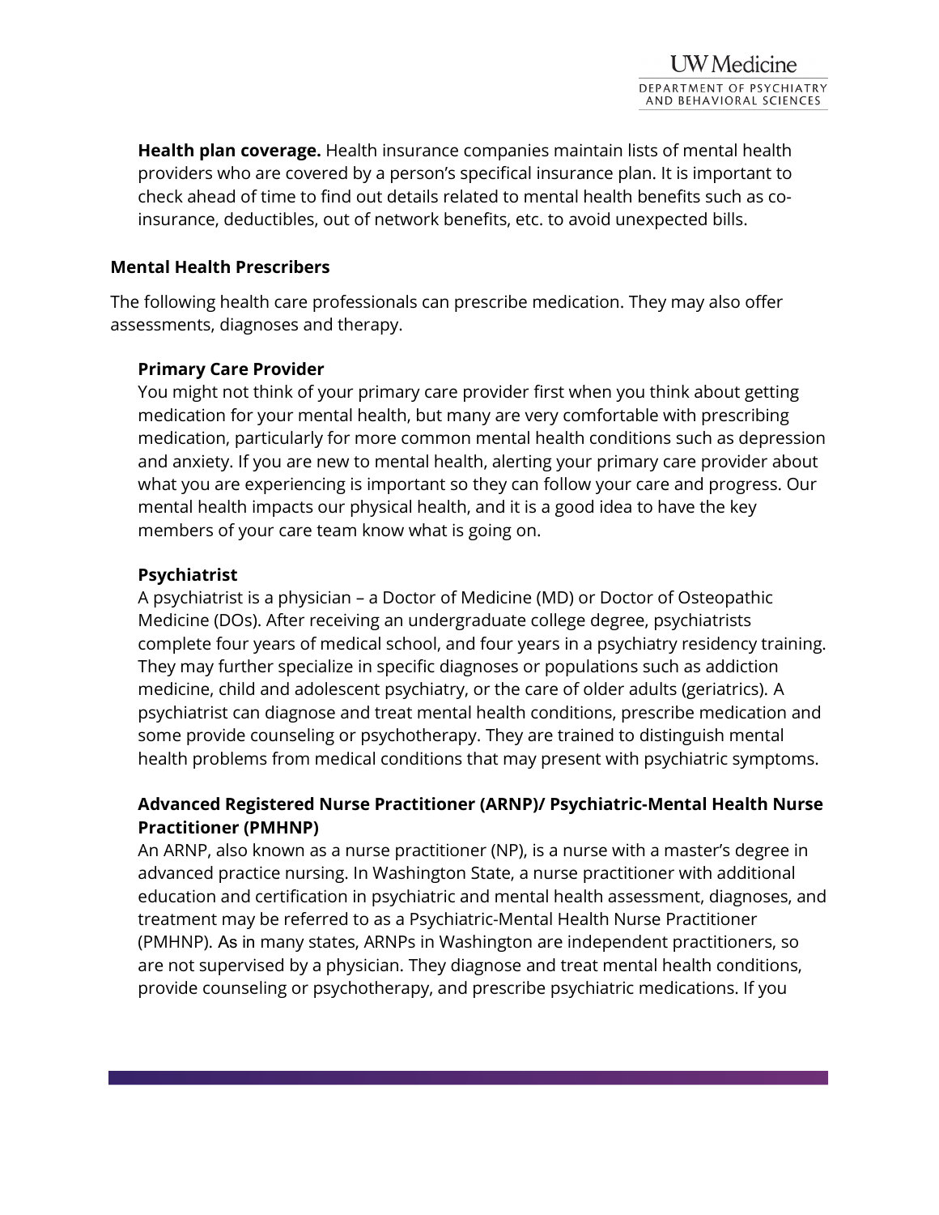**Health plan coverage.** Health insurance companies maintain lists of mental health providers who are covered by a person's specifical insurance plan. It is important to check ahead of time to find out details related to mental health benefits such as co-insurance, deductibles, out of network benefits, etc. to avoid unexpected bills.

## Mental Health Prescribers

The following health care professionals can prescribe medication. They may also offer assessments, diagnoses and therapy.

### Primary Care Provider

You might not think of your primary care provider first when you think about getting medication for your mental health, but many are very comfortable with prescribing medication, particularly for more common mental health conditions such as depression and anxiety. If you are new to mental health, alerting your primary care provider about what you are experiencing is important so they can follow your care and progress. Our mental health impacts our physical health, and it is a good idea to have the key members of your care team know what is going on.

### Psychiatrist

A psychiatrist is a physician – a Doctor of Medicine (MD) or Doctor of Osteopathic Medicine (DOs). After receiving an undergraduate college degree, psychiatrists complete four years of medical school, and four years in a psychiatry residency training. They may further specialize in specific diagnoses or populations such as addiction medicine, child and adolescent psychiatry, or the care of older adults (geriatrics). A psychiatrist can diagnose and treat mental health conditions, prescribe medication and some provide counseling or psychotherapy. They are trained to distinguish mental health problems from medical conditions that may present with psychiatric symptoms.

### Advanced Registered Nurse Practitioner (ARNP)/ Psychiatric-Mental Health Nurse Practitioner (PMHNP)

An ARNP, also known as a nurse practitioner (NP), is a nurse with a master's degree in advanced practice nursing. In Washington State, a nurse practitioner with additional education and certification in psychiatric and mental health assessment, diagnoses, and treatment may be referred to as a Psychiatric-Mental Health Nurse Practitioner (PMHNP). As in many states, ARNPs in Washington are independent practitioners, so are not supervised by a physician. They diagnose and treat mental health conditions, provide counseling or psychotherapy, and prescribe psychiatric medications. If you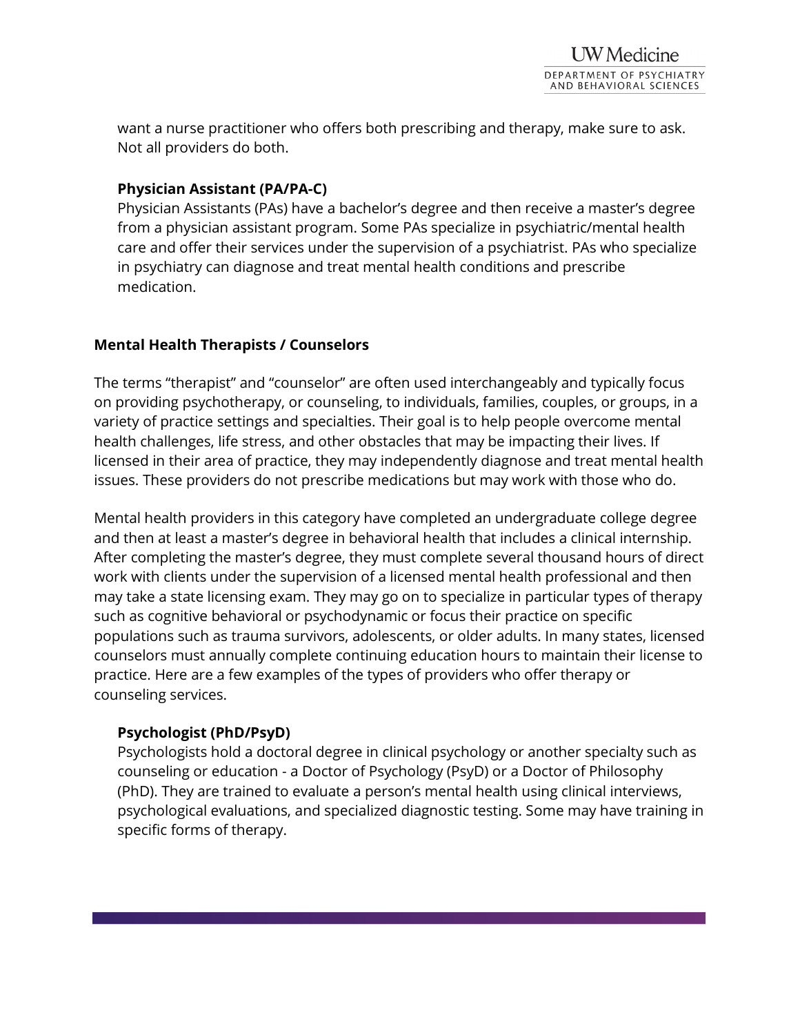want a nurse practitioner who offers both prescribing and therapy, make sure to ask. Not all providers do both.

### Physician Assistant (PA/PA-C)

Physician Assistants (PAs) have a bachelor's degree and then receive a master's degree from a physician assistant program. Some PAs specialize in psychiatric/mental health care and offer their services under the supervision of a psychiatrist. PAs who specialize in psychiatry can diagnose and treat mental health conditions and prescribe medication.

## Mental Health Therapists / Counselors

The terms "therapist" and "counselor" are often used interchangeably and typically focus on providing psychotherapy, or counseling, to individuals, families, couples, or groups, in a variety of practice settings and specialties. Their goal is to help people overcome mental health challenges, life stress, and other obstacles that may be impacting their lives. If licensed in their area of practice, they may independently diagnose and treat mental health issues. These providers do not prescribe medications but may work with those who do.

Mental health providers in this category have completed an undergraduate college degree and then at least a master's degree in behavioral health that includes a clinical internship. After completing the master's degree, they must complete several thousand hours of direct work with clients under the supervision of a licensed mental health professional and then may take a state licensing exam. They may go on to specialize in particular types of therapy such as cognitive behavioral or psychodynamic or focus their practice on specific populations such as trauma survivors, adolescents, or older adults. In many states, licensed counselors must annually complete continuing education hours to maintain their license to practice. Here are a few examples of the types of providers who offer therapy or counseling services.

### Psychologist (PhD/PsyD)

Psychologists hold a doctoral degree in clinical psychology or another specialty such as counseling or education - a Doctor of Psychology (PsyD) or a Doctor of Philosophy (PhD). They are trained to evaluate a person's mental health using clinical interviews, psychological evaluations, and specialized diagnostic testing. Some may have training in specific forms of therapy.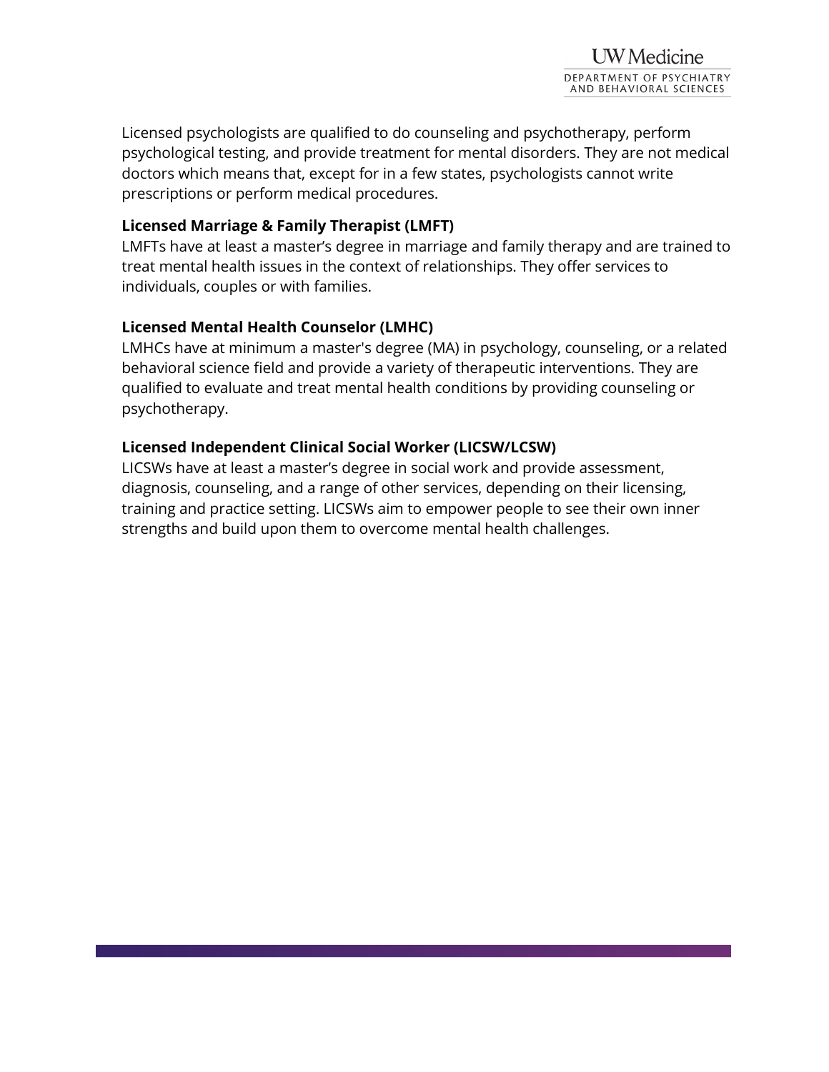Licensed psychologists are qualified to do counseling and psychotherapy, perform psychological testing, and provide treatment for mental disorders. They are not medical doctors which means that, except for in a few states, psychologists cannot write prescriptions or perform medical procedures.

**Licensed Marriage & Family Therapist (LMFT)**

LMFTs have at least a master's degree in marriage and family therapy and are trained to treat mental health issues in the context of relationships. They offer services to individuals, couples or with families.

**Licensed Mental Health Counselor (LMHC)**

LMHCs have at minimum a master's degree (MA) in psychology, counseling, or a related behavioral science field and provide a variety of therapeutic interventions. They are qualified to evaluate and treat mental health conditions by providing counseling or psychotherapy.

**Licensed Independent Clinical Social Worker (LICSW/LCSW)**

LICSWs have at least a master's degree in social work and provide assessment, diagnosis, counseling, and a range of other services, depending on their licensing, training and practice setting. LICSWs aim to empower people to see their own inner strengths and build upon them to overcome mental health challenges.